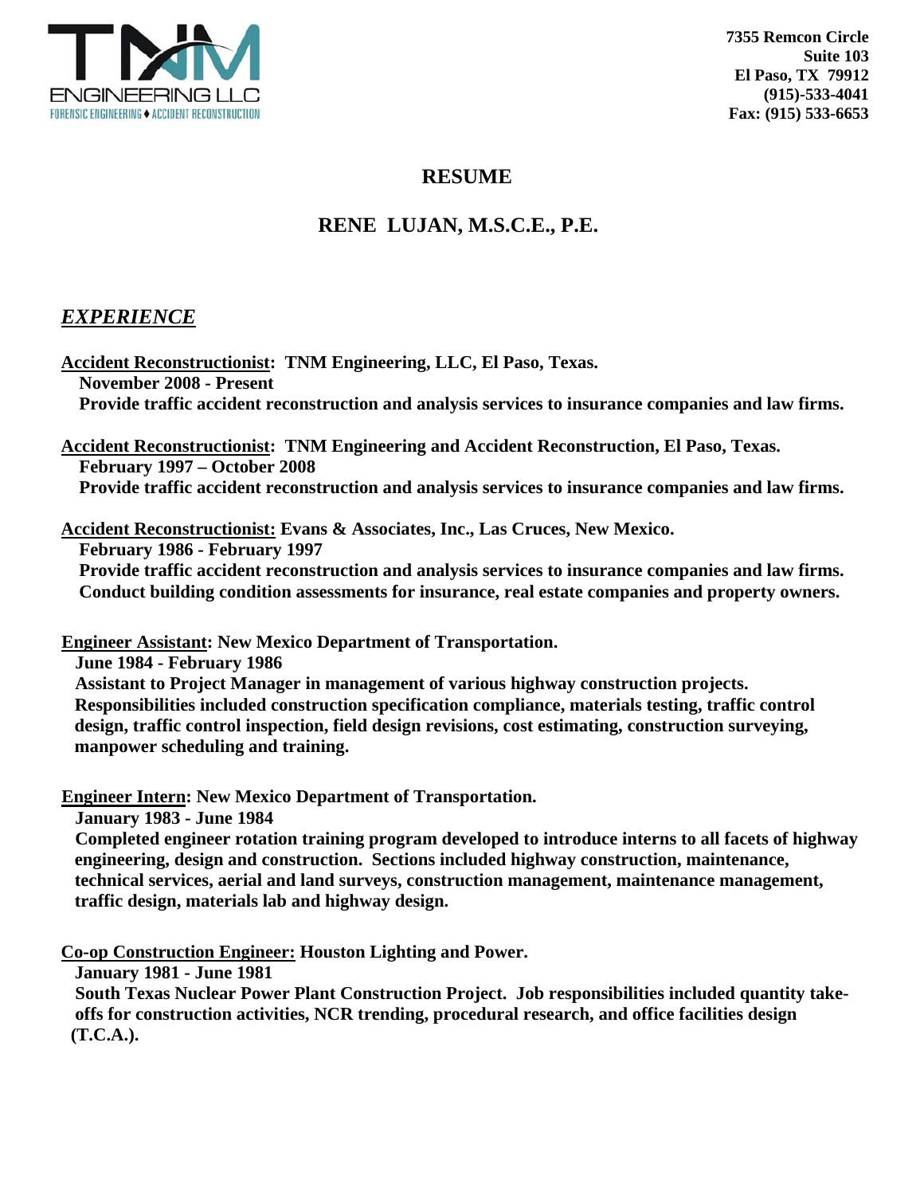7355 Remcon Circle
Suite 103
El Paso, TX 79912
(915)-533-4041
Fax: (915) 533-6653

# RESUME

## RENE LUJAN, M.S.C.E., P.E.

## *EXPERIENCE*

**Accident Reconstructionist: TNM Engineering, LLC, El Paso, Texas.**
**November 2008 - Present**
**Provide traffic accident reconstruction and analysis services to insurance companies and law firms.**

**Accident Reconstructionist: TNM Engineering and Accident Reconstruction, El Paso, Texas.**
**February 1997 – October 2008**
**Provide traffic accident reconstruction and analysis services to insurance companies and law firms.**

**Accident Reconstructionist: Evans & Associates, Inc., Las Cruces, New Mexico.**
**February 1986 - February 1997**
**Provide traffic accident reconstruction and analysis services to insurance companies and law firms. Conduct building condition assessments for insurance, real estate companies and property owners.**

**Engineer Assistant: New Mexico Department of Transportation.**
**June 1984 - February 1986**
**Assistant to Project Manager in management of various highway construction projects. Responsibilities included construction specification compliance, materials testing, traffic control design, traffic control inspection, field design revisions, cost estimating, construction surveying, manpower scheduling and training.**

**Engineer Intern: New Mexico Department of Transportation.**
**January 1983 - June 1984**
**Completed engineer rotation training program developed to introduce interns to all facets of highway engineering, design and construction. Sections included highway construction, maintenance, technical services, aerial and land surveys, construction management, maintenance management, traffic design, materials lab and highway design.**

**Co-op Construction Engineer: Houston Lighting and Power.**
**January 1981 - June 1981**
**South Texas Nuclear Power Plant Construction Project. Job responsibilities included quantity take-offs for construction activities, NCR trending, procedural research, and office facilities design (T.C.A.).**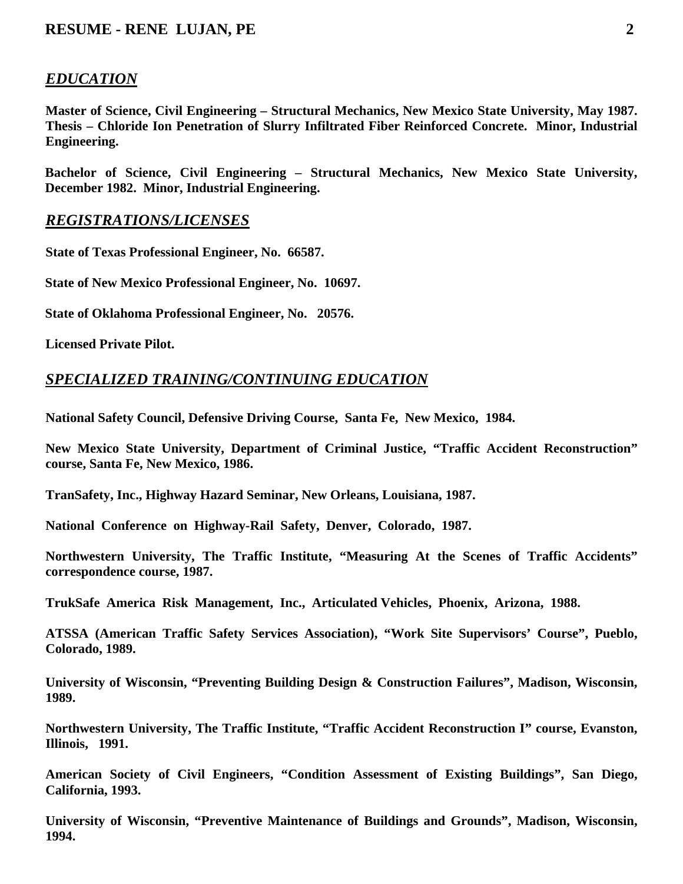## *EDUCATION*

**Master of Science, Civil Engineering – Structural Mechanics, New Mexico State University, May 1987. Thesis – Chloride Ion Penetration of Slurry Infiltrated Fiber Reinforced Concrete. Minor, Industrial Engineering.**

**Bachelor of Science, Civil Engineering – Structural Mechanics, New Mexico State University, December 1982. Minor, Industrial Engineering.**

## *REGISTRATIONS/LICENSES*

**State of Texas Professional Engineer, No. 66587.**

**State of New Mexico Professional Engineer, No. 10697.**

**State of Oklahoma Professional Engineer, No. 20576.**

**Licensed Private Pilot.**

## *SPECIALIZED TRAINING/CONTINUING EDUCATION*

**National Safety Council, Defensive Driving Course, Santa Fe, New Mexico, 1984.**

**New Mexico State University, Department of Criminal Justice, "Traffic Accident Reconstruction" course, Santa Fe, New Mexico, 1986.**

**TranSafety, Inc., Highway Hazard Seminar, New Orleans, Louisiana, 1987.**

**National Conference on Highway-Rail Safety, Denver, Colorado, 1987.**

**Northwestern University, The Traffic Institute, "Measuring At the Scenes of Traffic Accidents" correspondence course, 1987.**

**TrukSafe America Risk Management, Inc., Articulated Vehicles, Phoenix, Arizona, 1988.**

**ATSSA (American Traffic Safety Services Association), "Work Site Supervisors' Course", Pueblo, Colorado, 1989.**

**University of Wisconsin, "Preventing Building Design & Construction Failures", Madison, Wisconsin, 1989.**

**Northwestern University, The Traffic Institute, "Traffic Accident Reconstruction I" course, Evanston, Illinois, 1991.**

**American Society of Civil Engineers, "Condition Assessment of Existing Buildings", San Diego, California, 1993.**

**University of Wisconsin, "Preventive Maintenance of Buildings and Grounds", Madison, Wisconsin, 1994.**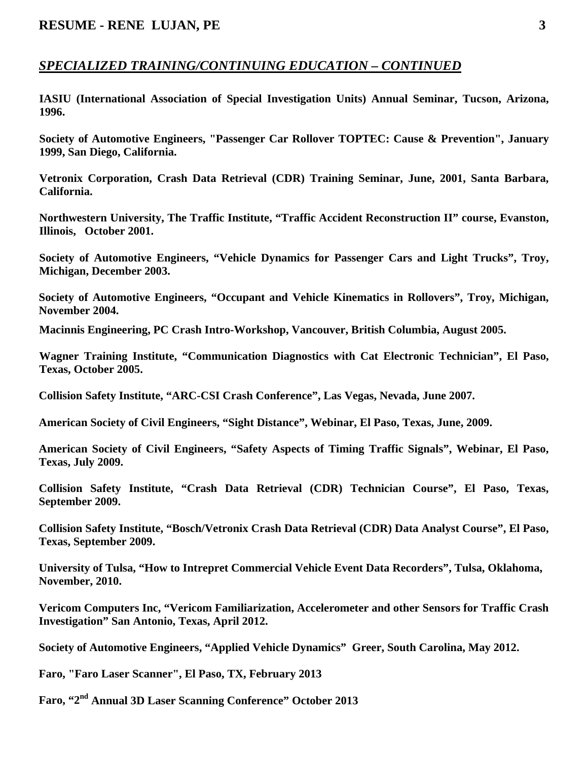## ***SPECIALIZED TRAINING/CONTINUING EDUCATION – CONTINUED***

**IASIU (International Association of Special Investigation Units) Annual Seminar, Tucson, Arizona, 1996.**

**Society of Automotive Engineers, "Passenger Car Rollover TOPTEC: Cause & Prevention", January 1999, San Diego, California.**

**Vetronix Corporation, Crash Data Retrieval (CDR) Training Seminar, June, 2001, Santa Barbara, California.**

**Northwestern University, The Traffic Institute, "Traffic Accident Reconstruction II" course, Evanston, Illinois, October 2001.**

**Society of Automotive Engineers, "Vehicle Dynamics for Passenger Cars and Light Trucks", Troy, Michigan, December 2003.**

**Society of Automotive Engineers, "Occupant and Vehicle Kinematics in Rollovers", Troy, Michigan, November 2004.**

**Macinnis Engineering, PC Crash Intro-Workshop, Vancouver, British Columbia, August 2005.**

**Wagner Training Institute, "Communication Diagnostics with Cat Electronic Technician", El Paso, Texas, October 2005.**

**Collision Safety Institute, "ARC-CSI Crash Conference", Las Vegas, Nevada, June 2007.**

**American Society of Civil Engineers, "Sight Distance", Webinar, El Paso, Texas, June, 2009.**

**American Society of Civil Engineers, "Safety Aspects of Timing Traffic Signals", Webinar, El Paso, Texas, July 2009.**

**Collision Safety Institute, "Crash Data Retrieval (CDR) Technician Course", El Paso, Texas, September 2009.**

**Collision Safety Institute, "Bosch/Vetronix Crash Data Retrieval (CDR) Data Analyst Course", El Paso, Texas, September 2009.**

**University of Tulsa, "How to Intrepret Commercial Vehicle Event Data Recorders", Tulsa, Oklahoma, November, 2010.**

**Vericom Computers Inc, "Vericom Familiarization, Accelerometer and other Sensors for Traffic Crash Investigation" San Antonio, Texas, April 2012.**

**Society of Automotive Engineers, "Applied Vehicle Dynamics" Greer, South Carolina, May 2012.**

**Faro, "Faro Laser Scanner", El Paso, TX, February 2013**

**Faro, "2nd Annual 3D Laser Scanning Conference" October 2013**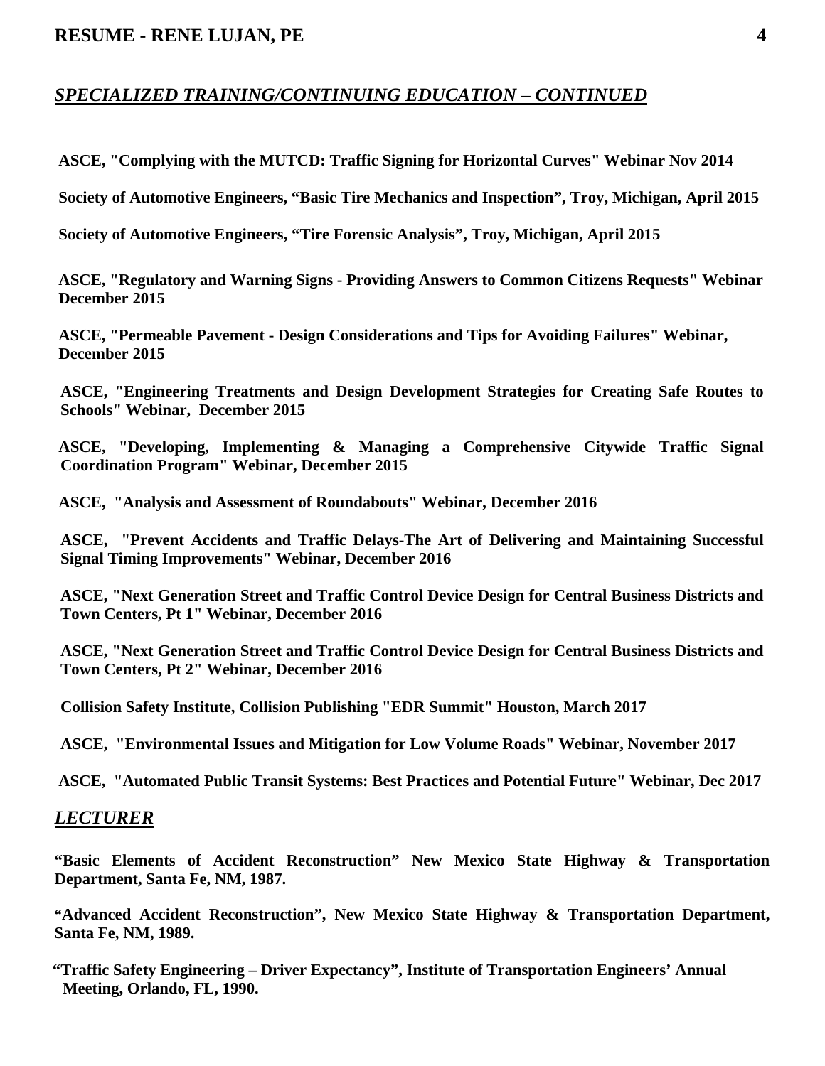## *SPECIALIZED TRAINING/CONTINUING EDUCATION – CONTINUED*

**ASCE, "Complying with the MUTCD: Traffic Signing for Horizontal Curves" Webinar Nov 2014**

**Society of Automotive Engineers, "Basic Tire Mechanics and Inspection", Troy, Michigan, April 2015**

**Society of Automotive Engineers, "Tire Forensic Analysis", Troy, Michigan, April 2015**

**ASCE, "Regulatory and Warning Signs - Providing Answers to Common Citizens Requests" Webinar December 2015**

**ASCE, "Permeable Pavement - Design Considerations and Tips for Avoiding Failures" Webinar, December 2015**

**ASCE, "Engineering Treatments and Design Development Strategies for Creating Safe Routes to Schools" Webinar, December 2015**

**ASCE, "Developing, Implementing & Managing a Comprehensive Citywide Traffic Signal Coordination Program" Webinar, December 2015**

**ASCE, "Analysis and Assessment of Roundabouts" Webinar, December 2016**

**ASCE, "Prevent Accidents and Traffic Delays-The Art of Delivering and Maintaining Successful Signal Timing Improvements" Webinar, December 2016**

**ASCE, "Next Generation Street and Traffic Control Device Design for Central Business Districts and Town Centers, Pt 1" Webinar, December 2016**

**ASCE, "Next Generation Street and Traffic Control Device Design for Central Business Districts and Town Centers, Pt 2" Webinar, December 2016**

**Collision Safety Institute, Collision Publishing "EDR Summit" Houston, March 2017**

**ASCE, "Environmental Issues and Mitigation for Low Volume Roads" Webinar, November 2017**

**ASCE, "Automated Public Transit Systems: Best Practices and Potential Future" Webinar, Dec 2017**

## *LECTURER*

**"Basic Elements of Accident Reconstruction" New Mexico State Highway & Transportation Department, Santa Fe, NM, 1987.**

**"Advanced Accident Reconstruction", New Mexico State Highway & Transportation Department, Santa Fe, NM, 1989.**

**"Traffic Safety Engineering – Driver Expectancy", Institute of Transportation Engineers' Annual Meeting, Orlando, FL, 1990.**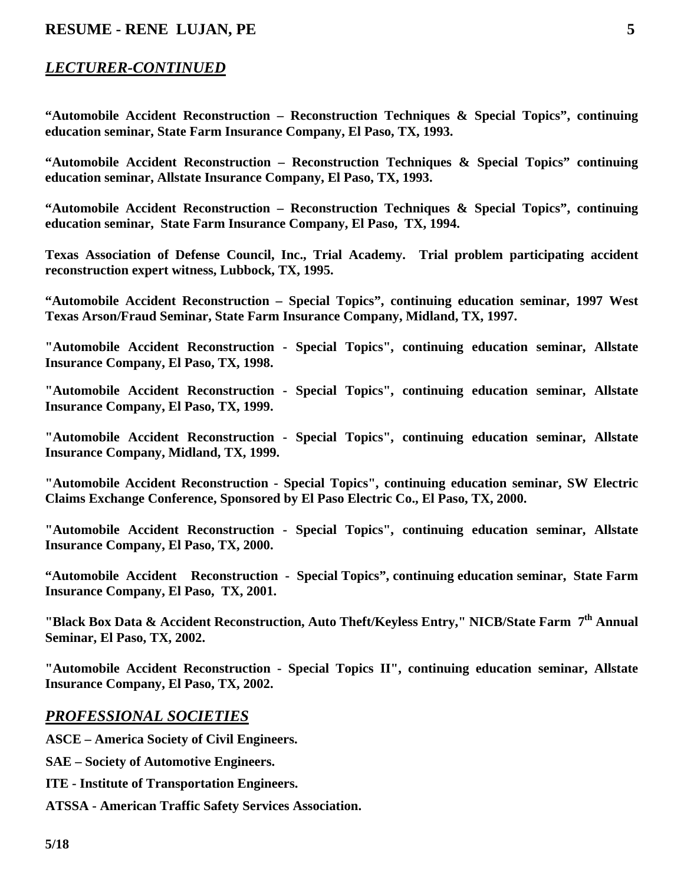## *LECTURER-CONTINUED*

**"Automobile Accident Reconstruction – Reconstruction Techniques & Special Topics", continuing education seminar, State Farm Insurance Company, El Paso, TX, 1993.**

**"Automobile Accident Reconstruction – Reconstruction Techniques & Special Topics" continuing education seminar, Allstate Insurance Company, El Paso, TX, 1993.**

**"Automobile Accident Reconstruction – Reconstruction Techniques & Special Topics", continuing education seminar, State Farm Insurance Company, El Paso, TX, 1994.**

**Texas Association of Defense Council, Inc., Trial Academy. Trial problem participating accident reconstruction expert witness, Lubbock, TX, 1995.**

**"Automobile Accident Reconstruction – Special Topics", continuing education seminar, 1997 West Texas Arson/Fraud Seminar, State Farm Insurance Company, Midland, TX, 1997.**

**"Automobile Accident Reconstruction - Special Topics", continuing education seminar, Allstate Insurance Company, El Paso, TX, 1998.**

**"Automobile Accident Reconstruction - Special Topics", continuing education seminar, Allstate Insurance Company, El Paso, TX, 1999.**

**"Automobile Accident Reconstruction - Special Topics", continuing education seminar, Allstate Insurance Company, Midland, TX, 1999.**

**"Automobile Accident Reconstruction - Special Topics", continuing education seminar, SW Electric Claims Exchange Conference, Sponsored by El Paso Electric Co., El Paso, TX, 2000.**

**"Automobile Accident Reconstruction - Special Topics", continuing education seminar, Allstate Insurance Company, El Paso, TX, 2000.**

**"Automobile Accident Reconstruction - Special Topics", continuing education seminar, State Farm Insurance Company, El Paso, TX, 2001.**

**"Black Box Data & Accident Reconstruction, Auto Theft/Keyless Entry," NICB/State Farm 7th Annual Seminar, El Paso, TX, 2002.**

**"Automobile Accident Reconstruction - Special Topics II", continuing education seminar, Allstate Insurance Company, El Paso, TX, 2002.**

## *PROFESSIONAL SOCIETIES*

**ASCE – America Society of Civil Engineers.**

**SAE – Society of Automotive Engineers.**

**ITE - Institute of Transportation Engineers.**

**ATSSA - American Traffic Safety Services Association.**

**5/18**